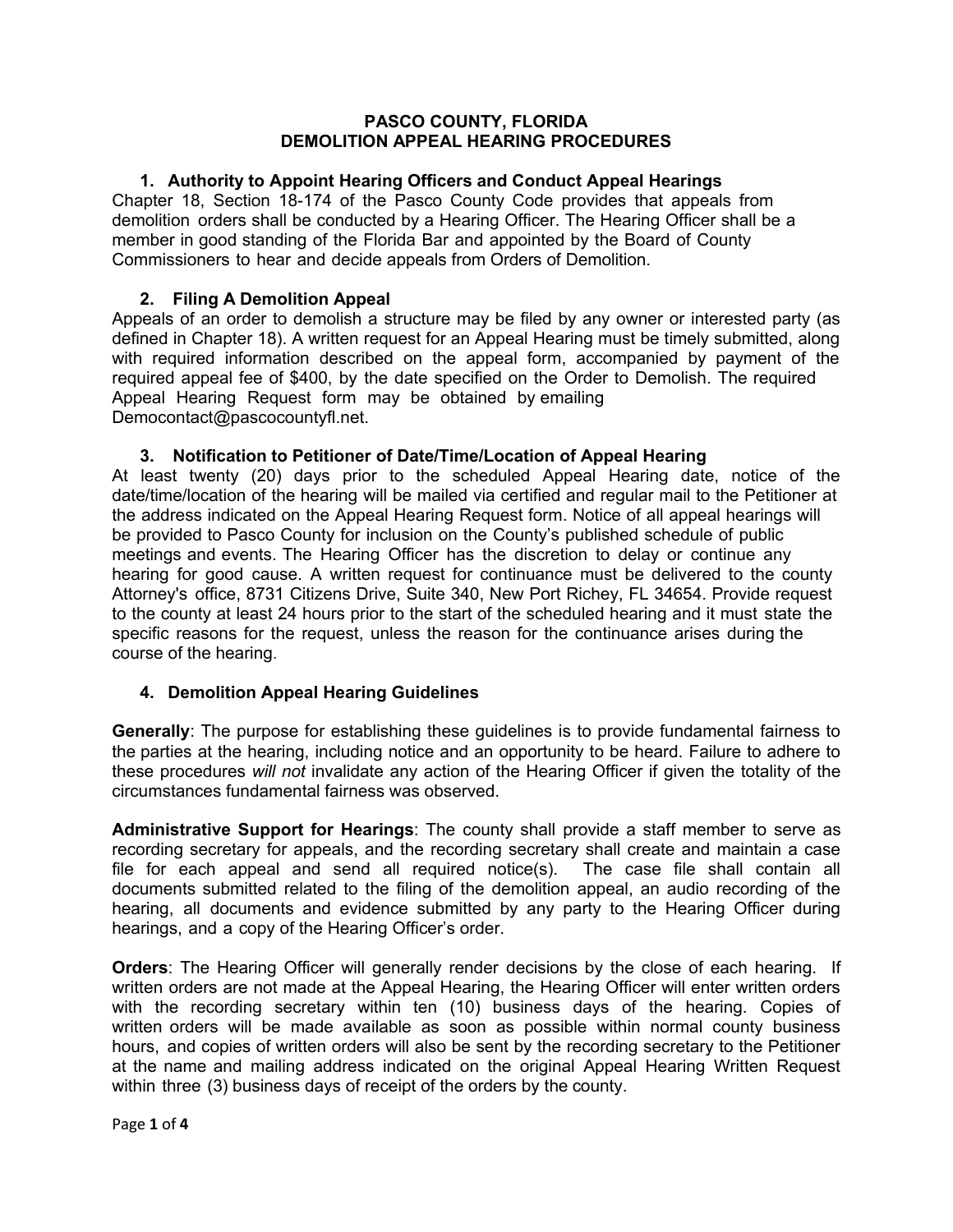# PASCO COUNTY, FLORIDA
# DEMOLITION APPEAL HEARING PROCEDURES

## 1. Authority to Appoint Hearing Officers and Conduct Appeal Hearings

Chapter 18, Section 18-174 of the Pasco County Code provides that appeals from demolition orders shall be conducted by a Hearing Officer. The Hearing Officer shall be a member in good standing of the Florida Bar and appointed by the Board of County Commissioners to hear and decide appeals from Orders of Demolition.

## 2. Filing A Demolition Appeal

Appeals of an order to demolish a structure may be filed by any owner or interested party (as defined in Chapter 18). A written request for an Appeal Hearing must be timely submitted, along with required information described on the appeal form, accompanied by payment of the required appeal fee of $400, by the date specified on the Order to Demolish. The required Appeal Hearing Request form may be obtained by emailing Democontact@pascocountyfl.net.

## 3. Notification to Petitioner of Date/Time/Location of Appeal Hearing

At least twenty (20) days prior to the scheduled Appeal Hearing date, notice of the date/time/location of the hearing will be mailed via certified and regular mail to the Petitioner at the address indicated on the Appeal Hearing Request form. Notice of all appeal hearings will be provided to Pasco County for inclusion on the County's published schedule of public meetings and events. The Hearing Officer has the discretion to delay or continue any hearing for good cause. A written request for continuance must be delivered to the county Attorney's office, 8731 Citizens Drive, Suite 340, New Port Richey, FL 34654. Provide request to the county at least 24 hours prior to the start of the scheduled hearing and it must state the specific reasons for the request, unless the reason for the continuance arises during the course of the hearing.

## 4. Demolition Appeal Hearing Guidelines

**Generally**: The purpose for establishing these guidelines is to provide fundamental fairness to the parties at the hearing, including notice and an opportunity to be heard. Failure to adhere to these procedures *will not* invalidate any action of the Hearing Officer if given the totality of the circumstances fundamental fairness was observed.

**Administrative Support for Hearings**: The county shall provide a staff member to serve as recording secretary for appeals, and the recording secretary shall create and maintain a case file for each appeal and send all required notice(s). The case file shall contain all documents submitted related to the filing of the demolition appeal, an audio recording of the hearing, all documents and evidence submitted by any party to the Hearing Officer during hearings, and a copy of the Hearing Officer's order.

**Orders**: The Hearing Officer will generally render decisions by the close of each hearing. If written orders are not made at the Appeal Hearing, the Hearing Officer will enter written orders with the recording secretary within ten (10) business days of the hearing. Copies of written orders will be made available as soon as possible within normal county business hours, and copies of written orders will also be sent by the recording secretary to the Petitioner at the name and mailing address indicated on the original Appeal Hearing Written Request within three (3) business days of receipt of the orders by the county.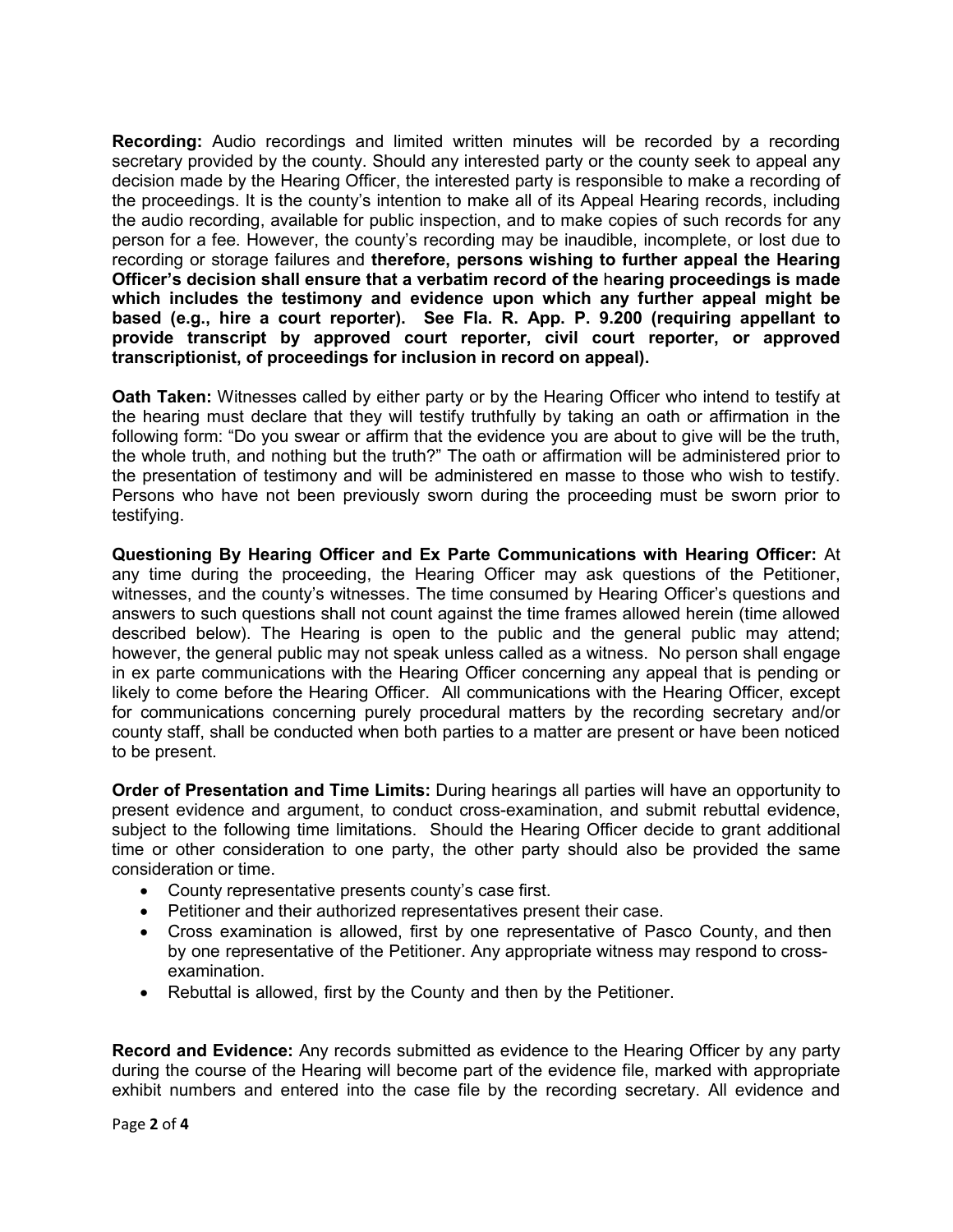**Recording:** Audio recordings and limited written minutes will be recorded by a recording secretary provided by the county. Should any interested party or the county seek to appeal any decision made by the Hearing Officer, the interested party is responsible to make a recording of the proceedings. It is the county's intention to make all of its Appeal Hearing records, including the audio recording, available for public inspection, and to make copies of such records for any person for a fee. However, the county's recording may be inaudible, incomplete, or lost due to recording or storage failures and **therefore, persons wishing to further appeal the Hearing Officer's decision shall ensure that a verbatim record of the hearing proceedings is made which includes the testimony and evidence upon which any further appeal might be based (e.g., hire a court reporter). See Fla. R. App. P. 9.200 (requiring appellant to provide transcript by approved court reporter, civil court reporter, or approved transcriptionist, of proceedings for inclusion in record on appeal).**

**Oath Taken:** Witnesses called by either party or by the Hearing Officer who intend to testify at the hearing must declare that they will testify truthfully by taking an oath or affirmation in the following form: "Do you swear or affirm that the evidence you are about to give will be the truth, the whole truth, and nothing but the truth?" The oath or affirmation will be administered prior to the presentation of testimony and will be administered en masse to those who wish to testify. Persons who have not been previously sworn during the proceeding must be sworn prior to testifying.

**Questioning By Hearing Officer and Ex Parte Communications with Hearing Officer:** At any time during the proceeding, the Hearing Officer may ask questions of the Petitioner, witnesses, and the county's witnesses. The time consumed by Hearing Officer's questions and answers to such questions shall not count against the time frames allowed herein (time allowed described below). The Hearing is open to the public and the general public may attend; however, the general public may not speak unless called as a witness. No person shall engage in ex parte communications with the Hearing Officer concerning any appeal that is pending or likely to come before the Hearing Officer. All communications with the Hearing Officer, except for communications concerning purely procedural matters by the recording secretary and/or county staff, shall be conducted when both parties to a matter are present or have been noticed to be present.

**Order of Presentation and Time Limits:** During hearings all parties will have an opportunity to present evidence and argument, to conduct cross-examination, and submit rebuttal evidence, subject to the following time limitations. Should the Hearing Officer decide to grant additional time or other consideration to one party, the other party should also be provided the same consideration or time.

- County representative presents county's case first.
- Petitioner and their authorized representatives present their case.
- Cross examination is allowed, first by one representative of Pasco County, and then by one representative of the Petitioner. Any appropriate witness may respond to cross-examination.
- Rebuttal is allowed, first by the County and then by the Petitioner.

**Record and Evidence:** Any records submitted as evidence to the Hearing Officer by any party during the course of the Hearing will become part of the evidence file, marked with appropriate exhibit numbers and entered into the case file by the recording secretary. All evidence and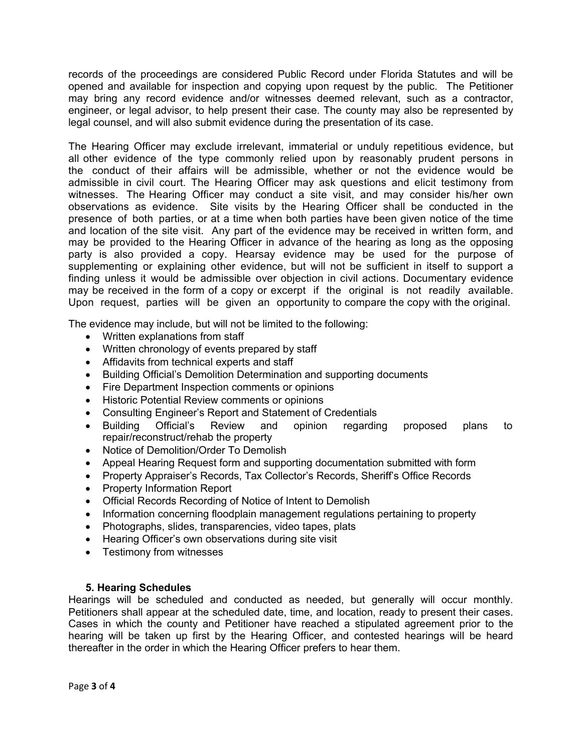records of the proceedings are considered Public Record under Florida Statutes and will be opened and available for inspection and copying upon request by the public. The Petitioner may bring any record evidence and/or witnesses deemed relevant, such as a contractor, engineer, or legal advisor, to help present their case. The county may also be represented by legal counsel, and will also submit evidence during the presentation of its case.

The Hearing Officer may exclude irrelevant, immaterial or unduly repetitious evidence, but all other evidence of the type commonly relied upon by reasonably prudent persons in the conduct of their affairs will be admissible, whether or not the evidence would be admissible in civil court. The Hearing Officer may ask questions and elicit testimony from witnesses. The Hearing Officer may conduct a site visit, and may consider his/her own observations as evidence. Site visits by the Hearing Officer shall be conducted in the presence of both parties, or at a time when both parties have been given notice of the time and location of the site visit. Any part of the evidence may be received in written form, and may be provided to the Hearing Officer in advance of the hearing as long as the opposing party is also provided a copy. Hearsay evidence may be used for the purpose of supplementing or explaining other evidence, but will not be sufficient in itself to support a finding unless it would be admissible over objection in civil actions. Documentary evidence may be received in the form of a copy or excerpt if the original is not readily available. Upon request, parties will be given an opportunity to compare the copy with the original.

The evidence may include, but will not be limited to the following:

- Written explanations from staff
- Written chronology of events prepared by staff
- Affidavits from technical experts and staff
- Building Official's Demolition Determination and supporting documents
- Fire Department Inspection comments or opinions
- Historic Potential Review comments or opinions
- Consulting Engineer's Report and Statement of Credentials
- Building Official's Review and opinion regarding proposed plans to repair/reconstruct/rehab the property
- Notice of Demolition/Order To Demolish
- Appeal Hearing Request form and supporting documentation submitted with form
- Property Appraiser's Records, Tax Collector's Records, Sheriff's Office Records
- Property Information Report
- Official Records Recording of Notice of Intent to Demolish
- Information concerning floodplain management regulations pertaining to property
- Photographs, slides, transparencies, video tapes, plats
- Hearing Officer's own observations during site visit
- Testimony from witnesses

### 5. Hearing Schedules

Hearings will be scheduled and conducted as needed, but generally will occur monthly. Petitioners shall appear at the scheduled date, time, and location, ready to present their cases. Cases in which the county and Petitioner have reached a stipulated agreement prior to the hearing will be taken up first by the Hearing Officer, and contested hearings will be heard thereafter in the order in which the Hearing Officer prefers to hear them.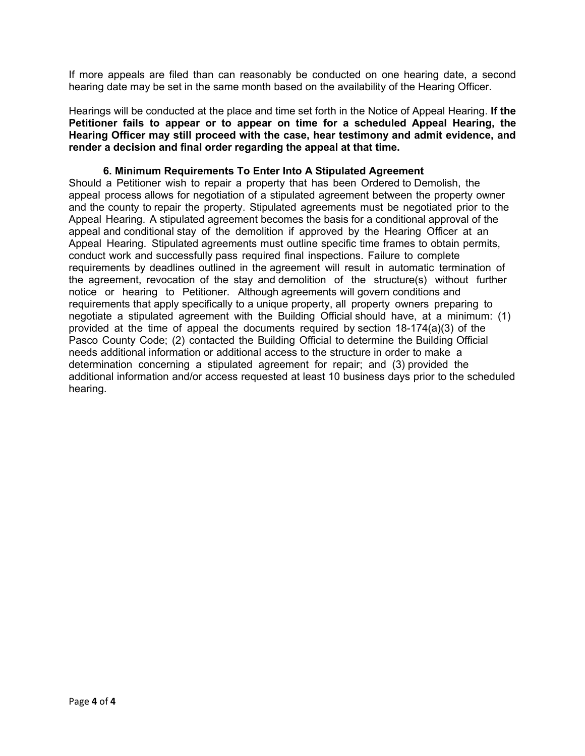If more appeals are filed than can reasonably be conducted on one hearing date, a second hearing date may be set in the same month based on the availability of the Hearing Officer.

Hearings will be conducted at the place and time set forth in the Notice of Appeal Hearing. **If the Petitioner fails to appear or to appear on time for a scheduled Appeal Hearing, the Hearing Officer may still proceed with the case, hear testimony and admit evidence, and render a decision and final order regarding the appeal at that time.**

### 6. Minimum Requirements To Enter Into A Stipulated Agreement

Should a Petitioner wish to repair a property that has been Ordered to Demolish, the appeal process allows for negotiation of a stipulated agreement between the property owner and the county to repair the property. Stipulated agreements must be negotiated prior to the Appeal Hearing. A stipulated agreement becomes the basis for a conditional approval of the appeal and conditional stay of the demolition if approved by the Hearing Officer at an Appeal Hearing. Stipulated agreements must outline specific time frames to obtain permits, conduct work and successfully pass required final inspections. Failure to complete requirements by deadlines outlined in the agreement will result in automatic termination of the agreement, revocation of the stay and demolition of the structure(s) without further notice or hearing to Petitioner. Although agreements will govern conditions and requirements that apply specifically to a unique property, all property owners preparing to negotiate a stipulated agreement with the Building Official should have, at a minimum: (1) provided at the time of appeal the documents required by section 18-174(a)(3) of the Pasco County Code; (2) contacted the Building Official to determine the Building Official needs additional information or additional access to the structure in order to make a determination concerning a stipulated agreement for repair; and (3) provided the additional information and/or access requested at least 10 business days prior to the scheduled hearing.